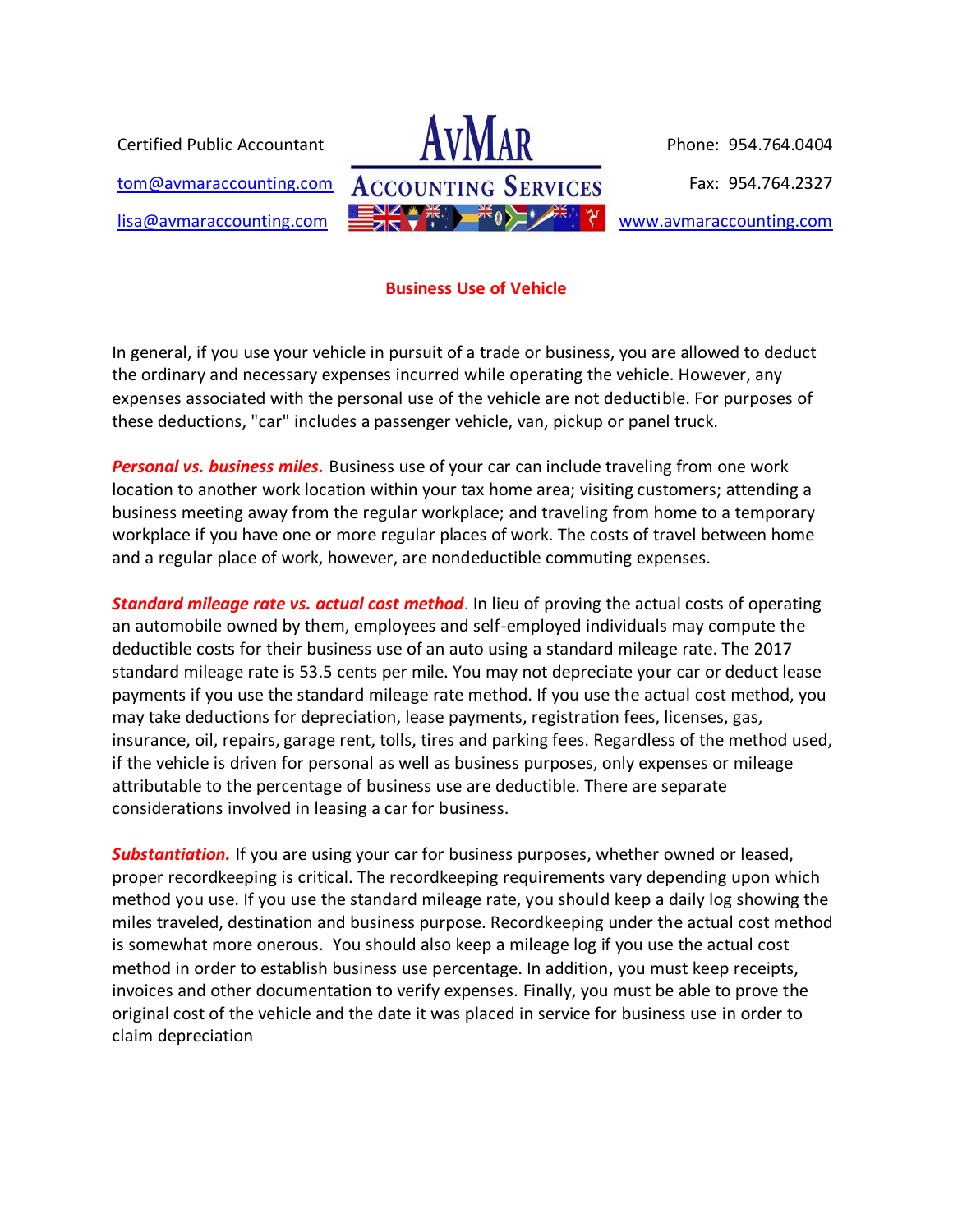Certified Public Accountant

tom@avmaraccounting.com

lisa@avmaraccounting.com

**AvMar Accounting Services**

Phone: 954.764.0404

Fax: 954.764.2327

www.avmaraccounting.com

## Business Use of Vehicle

In general, if you use your vehicle in pursuit of a trade or business, you are allowed to deduct the ordinary and necessary expenses incurred while operating the vehicle. However, any expenses associated with the personal use of the vehicle are not deductible. For purposes of these deductions, "car" includes a passenger vehicle, van, pickup or panel truck.

***Personal vs. business miles.*** Business use of your car can include traveling from one work location to another work location within your tax home area; visiting customers; attending a business meeting away from the regular workplace; and traveling from home to a temporary workplace if you have one or more regular places of work. The costs of travel between home and a regular place of work, however, are nondeductible commuting expenses.

***Standard mileage rate vs. actual cost method***. In lieu of proving the actual costs of operating an automobile owned by them, employees and self-employed individuals may compute the deductible costs for their business use of an auto using a standard mileage rate. The 2017 standard mileage rate is 53.5 cents per mile. You may not depreciate your car or deduct lease payments if you use the standard mileage rate method. If you use the actual cost method, you may take deductions for depreciation, lease payments, registration fees, licenses, gas, insurance, oil, repairs, garage rent, tolls, tires and parking fees. Regardless of the method used, if the vehicle is driven for personal as well as business purposes, only expenses or mileage attributable to the percentage of business use are deductible. There are separate considerations involved in leasing a car for business.

***Substantiation.*** If you are using your car for business purposes, whether owned or leased, proper recordkeeping is critical. The recordkeeping requirements vary depending upon which method you use. If you use the standard mileage rate, you should keep a daily log showing the miles traveled, destination and business purpose. Recordkeeping under the actual cost method is somewhat more onerous. You should also keep a mileage log if you use the actual cost method in order to establish business use percentage. In addition, you must keep receipts, invoices and other documentation to verify expenses. Finally, you must be able to prove the original cost of the vehicle and the date it was placed in service for business use in order to claim depreciation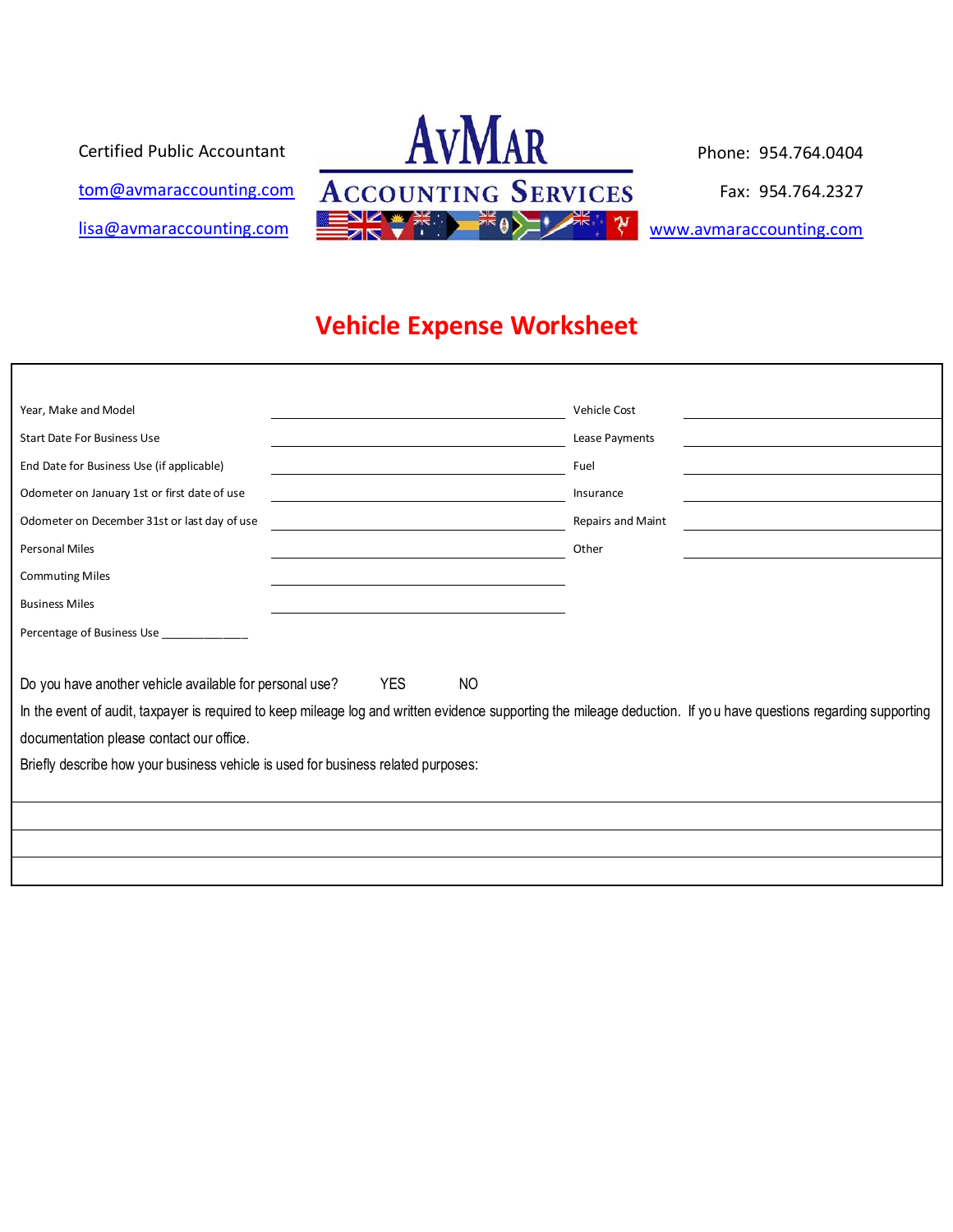Certified Public Accountant

tom@avmaraccounting.com

lisa@avmaraccounting.com

**AvMar**

**Accounting Services**

Phone: 954.764.0404

Fax: 954.764.2327

www.avmaraccounting.com

# Vehicle Expense Worksheet

| | | | |
|---|---|---|---|
| Year, Make and Model | | Vehicle Cost | |
| Start Date For Business Use | | Lease Payments | |
| End Date for Business Use (if applicable) | | Fuel | |
| Odometer on January 1st or first date of use | | Insurance | |
| Odometer on December 31st or last day of use | | Repairs and Maint | |
| Personal Miles | | Other | |
| Commuting Miles | | | |
| Business Miles | | | |

Percentage of Business Use _____________

Do you have another vehicle available for personal use? YES NO

In the event of audit, taxpayer is required to keep mileage log and written evidence supporting the mileage deduction. If you have questions regarding supporting documentation please contact our office.

Briefly describe how your business vehicle is used for business related purposes: